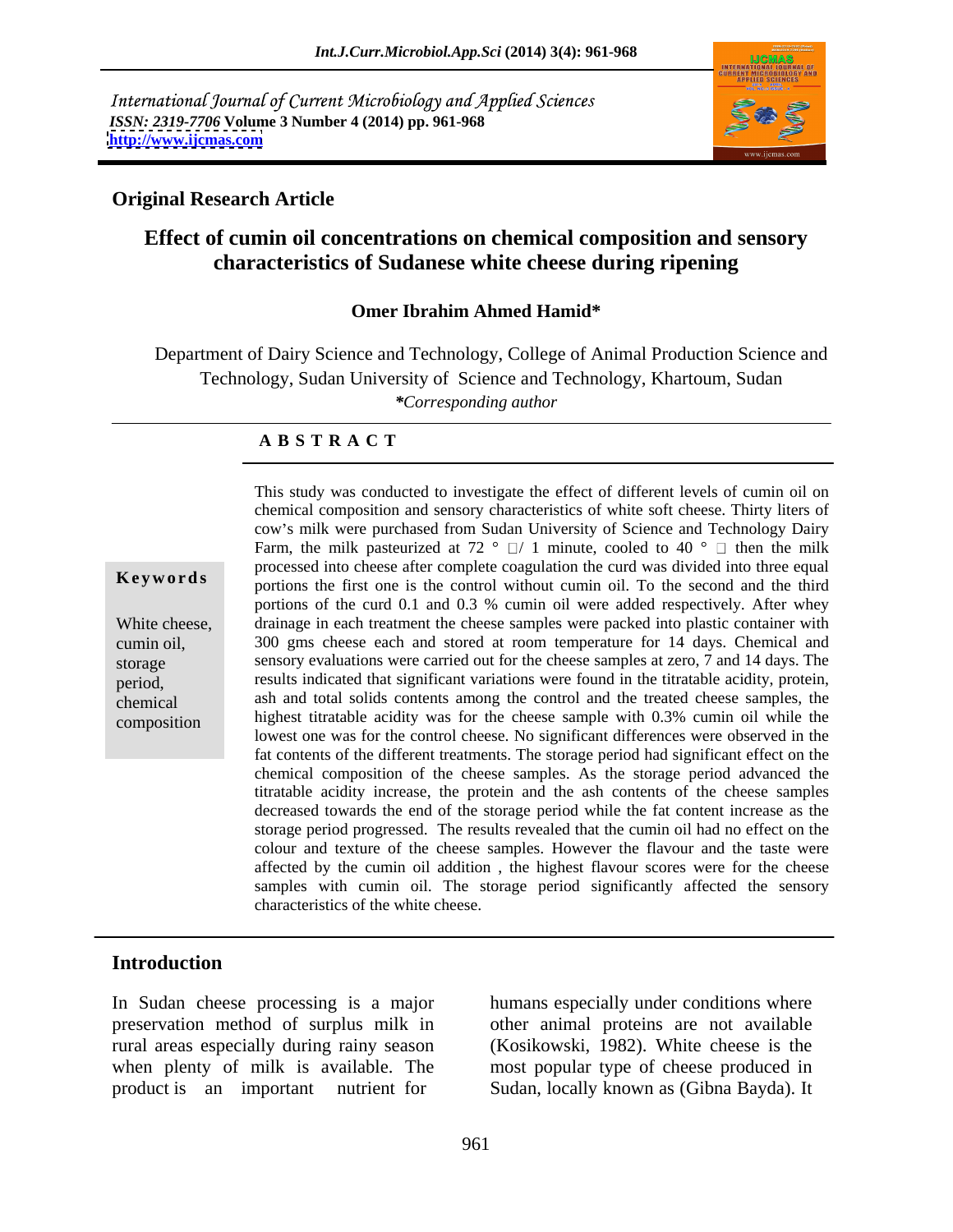*International Journal of Current Microbiology and Applied Sciences*
*ISSN: 2319-7706* **Volume 3 Number 4 (2014) pp. 961-968**
**http://www.ijcmas.com**

**Original Research Article**

# Effect of cumin oil concentrations on chemical composition and sensory characteristics of Sudanese white cheese during ripening

**Omer Ibrahim Ahmed Hamid***

Department of Dairy Science and Technology, College of Animal Production Science and Technology, Sudan University of Science and Technology, Khartoum, Sudan

*\*Corresponding author*

## A B S T R A C T

**Keywords**

White cheese, cumin oil, storage period, chemical composition

This study was conducted to investigate the effect of different levels of cumin oil on chemical composition and sensory characteristics of white soft cheese. Thirty liters of cow's milk were purchased from Sudan University of Science and Technology Dairy Farm, the milk pasteurized at 72 ° □/ 1 minute, cooled to 40 ° □ then the milk processed into cheese after complete coagulation the curd was divided into three equal portions the first one is the control without cumin oil. To the second and the third portions of the curd 0.1 and 0.3 % cumin oil were added respectively. After whey drainage in each treatment the cheese samples were packed into plastic container with 300 gms cheese each and stored at room temperature for 14 days. Chemical and sensory evaluations were carried out for the cheese samples at zero, 7 and 14 days. The results indicated that significant variations were found in the titratable acidity, protein, ash and total solids contents among the control and the treated cheese samples, the highest titratable acidity was for the cheese sample with 0.3% cumin oil while the lowest one was for the control cheese. No significant differences were observed in the fat contents of the different treatments. The storage period had significant effect on the chemical composition of the cheese samples. As the storage period advanced the titratable acidity increase, the protein and the ash contents of the cheese samples decreased towards the end of the storage period while the fat content increase as the storage period progressed. The results revealed that the cumin oil had no effect on the colour and texture of the cheese samples. However the flavour and the taste were affected by the cumin oil addition , the highest flavour scores were for the cheese samples with cumin oil. The storage period significantly affected the sensory characteristics of the white cheese.

## Introduction

In Sudan cheese processing is a major preservation method of surplus milk in rural areas especially during rainy season when plenty of milk is available. The product is an important nutrient for humans especially under conditions where other animal proteins are not available (Kosikowski, 1982). White cheese is the most popular type of cheese produced in Sudan, locally known as (Gibna Bayda). It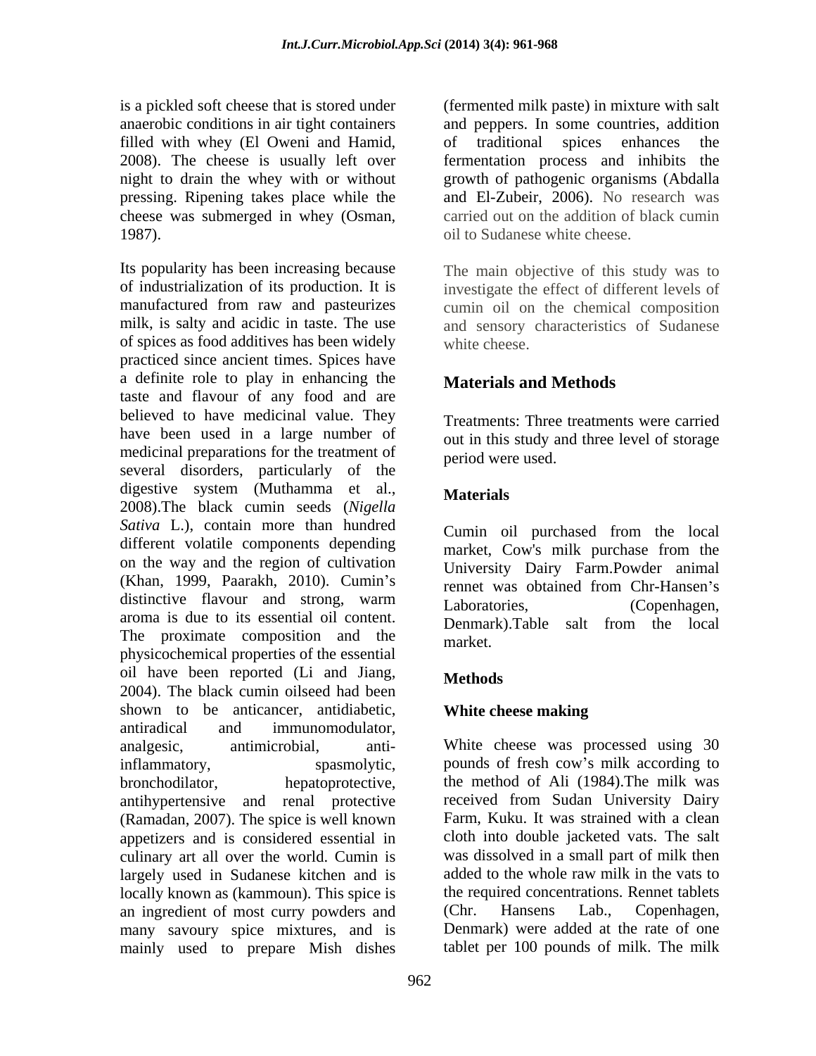is a pickled soft cheese that is stored under anaerobic conditions in air tight containers filled with whey (El Oweni and Hamid, 2008). The cheese is usually left over night to drain the whey with or without pressing. Ripening takes place while the cheese was submerged in whey (Osman, 1987).

Its popularity has been increasing because of industrialization of its production. It is manufactured from raw and pasteurizes milk, is salty and acidic in taste. The use of spices as food additives has been widely practiced since ancient times. Spices have a definite role to play in enhancing the taste and flavour of any food and are believed to have medicinal value. They have been used in a large number of medicinal preparations for the treatment of several disorders, particularly of the digestive system (Muthamma et al., 2008).The black cumin seeds (*Nigella Sativa* L.), contain more than hundred different volatile components depending on the way and the region of cultivation (Khan, 1999, Paarakh, 2010). Cumin's distinctive flavour and strong, warm aroma is due to its essential oil content. The proximate composition and the physicochemical properties of the essential oil have been reported (Li and Jiang, 2004). The black cumin oilseed had been shown to be anticancer, antidiabetic, antiradical and immunomodulator, analgesic, antimicrobial, anti-inflammatory, spasmolytic, bronchodilator, hepatoprotective, antihypertensive and renal protective (Ramadan, 2007). The spice is well known appetizers and is considered essential in culinary art all over the world. Cumin is largely used in Sudanese kitchen and is locally known as (kammoun). This spice is an ingredient of most curry powders and many savoury spice mixtures, and is mainly used to prepare Mish dishes (fermented milk paste) in mixture with salt and peppers. In some countries, addition of traditional spices enhances the fermentation process and inhibits the growth of pathogenic organisms (Abdalla and El-Zubeir, 2006). No research was carried out on the addition of black cumin oil to Sudanese white cheese.

The main objective of this study was to investigate the effect of different levels of cumin oil on the chemical composition and sensory characteristics of Sudanese white cheese.

## Materials and Methods

Treatments: Three treatments were carried out in this study and three level of storage period were used.

### Materials

Cumin oil purchased from the local market, Cow's milk purchase from the University Dairy Farm.Powder animal rennet was obtained from Chr-Hansen's Laboratories, (Copenhagen, Denmark).Table salt from the local market.

### Methods

### White cheese making

White cheese was processed using 30 pounds of fresh cow's milk according to the method of Ali (1984).The milk was received from Sudan University Dairy Farm, Kuku. It was strained with a clean cloth into double jacketed vats. The salt was dissolved in a small part of milk then added to the whole raw milk in the vats to the required concentrations. Rennet tablets (Chr. Hansens Lab., Copenhagen, Denmark) were added at the rate of one tablet per 100 pounds of milk. The milk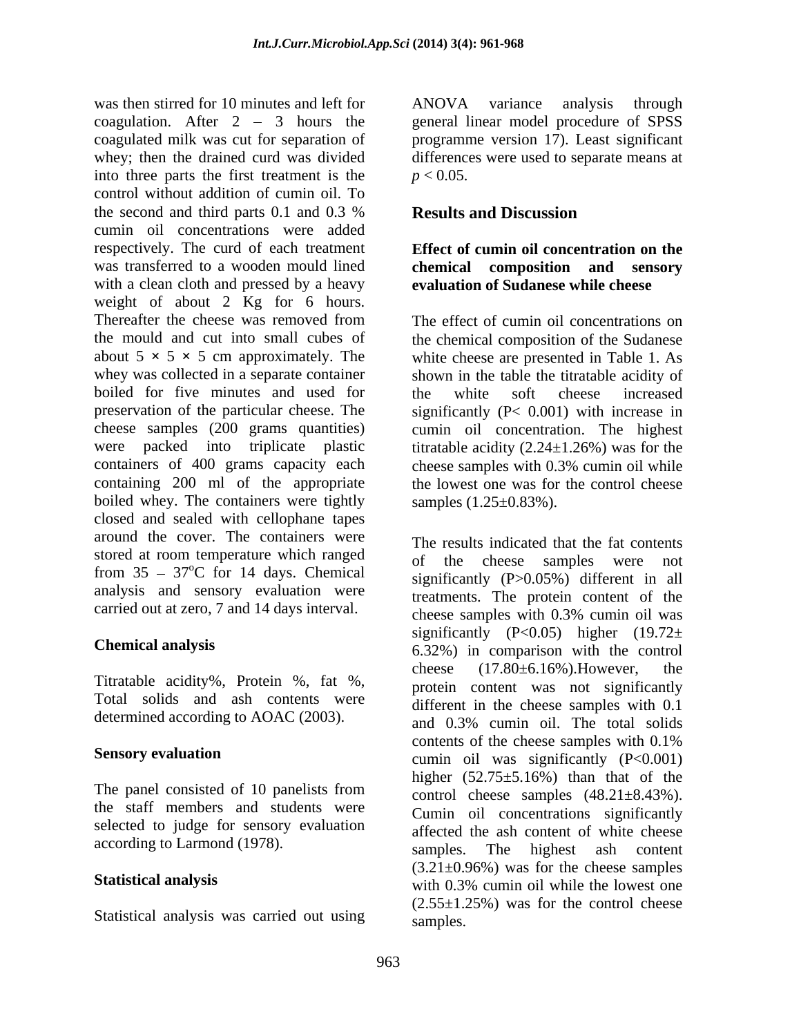was then stirred for 10 minutes and left for coagulation. After 2 – 3 hours the coagulated milk was cut for separation of whey; then the drained curd was divided into three parts the first treatment is the control without addition of cumin oil. To the second and third parts 0.1 and 0.3 % cumin oil concentrations were added respectively. The curd of each treatment was transferred to a wooden mould lined with a clean cloth and pressed by a heavy weight of about 2 Kg for 6 hours. Thereafter the cheese was removed from the mould and cut into small cubes of about 5 × 5 × 5 cm approximately. The whey was collected in a separate container boiled for five minutes and used for preservation of the particular cheese. The cheese samples (200 grams quantities) were packed into triplicate plastic containers of 400 grams capacity each containing 200 ml of the appropriate boiled whey. The containers were tightly closed and sealed with cellophane tapes around the cover. The containers were stored at room temperature which ranged from 35 – 37°C for 14 days. Chemical analysis and sensory evaluation were carried out at zero, 7 and 14 days interval.

### Chemical analysis

Titratable acidity%, Protein %, fat %, Total solids and ash contents were determined according to AOAC (2003).

### Sensory evaluation

The panel consisted of 10 panelists from the staff members and students were selected to judge for sensory evaluation according to Larmond (1978).

### Statistical analysis

Statistical analysis was carried out using ANOVA variance analysis through general linear model procedure of SPSS programme version 17). Least significant differences were used to separate means at $p < 0.05$.

## Results and Discussion

### Effect of cumin oil concentration on the chemical composition and sensory evaluation of Sudanese while cheese

The effect of cumin oil concentrations on the chemical composition of the Sudanese white cheese are presented in Table 1. As shown in the table the titratable acidity of the white soft cheese increased significantly ($P < 0.001$) with increase in cumin oil concentration. The highest titratable acidity (2.24±1.26%) was for the cheese samples with 0.3% cumin oil while the lowest one was for the control cheese samples (1.25±0.83%).

The results indicated that the fat contents of the cheese samples were not significantly ($P > 0.05$%) different in all treatments. The protein content of the cheese samples with 0.3% cumin oil was significantly ($P < 0.05$) higher (19.72± 6.32%) in comparison with the control cheese (17.80±6.16%).However, the protein content was not significantly different in the cheese samples with 0.1 and 0.3% cumin oil. The total solids contents of the cheese samples with 0.1% cumin oil was significantly ($P < 0.001$) higher (52.75±5.16%) than that of the control cheese samples (48.21±8.43%). Cumin oil concentrations significantly affected the ash content of white cheese samples. The highest ash content (3.21±0.96%) was for the cheese samples with 0.3% cumin oil while the lowest one (2.55±1.25%) was for the control cheese samples.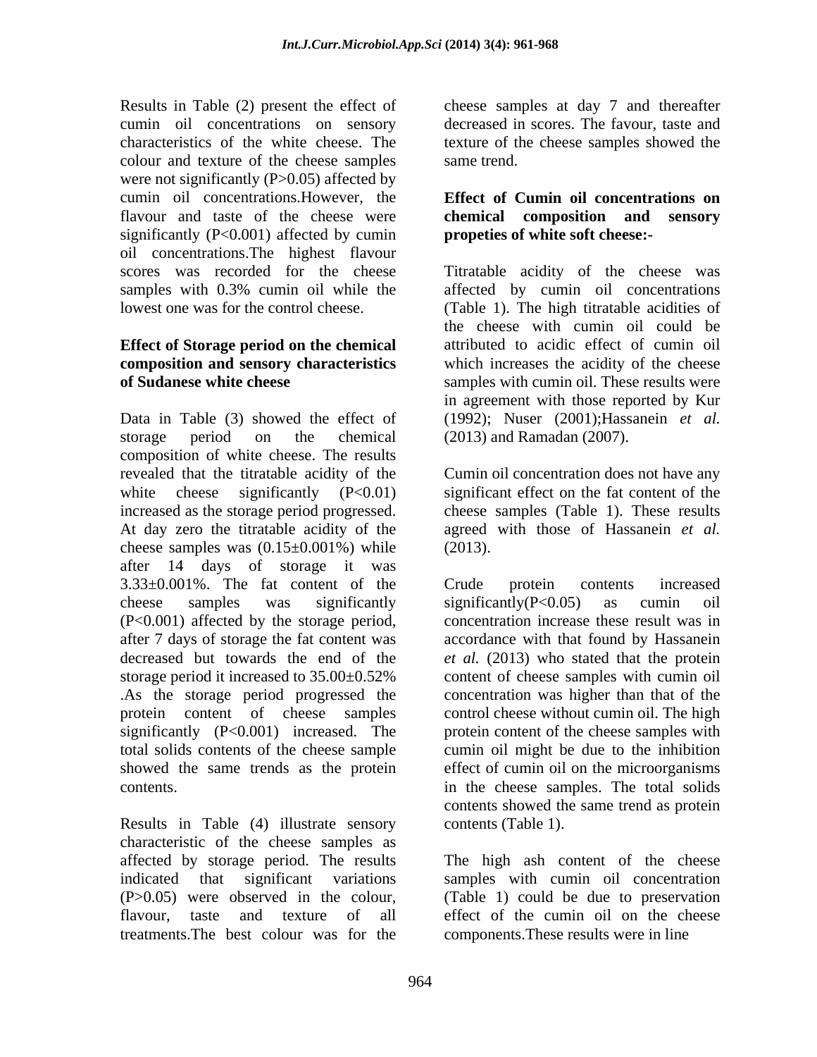Results in Table (2) present the effect of cumin oil concentrations on sensory characteristics of the white cheese. The colour and texture of the cheese samples were not significantly ($P>0.05$) affected by cumin oil concentrations.However, the flavour and taste of the cheese were significantly ($P<0.001$) affected by cumin oil concentrations.The highest flavour scores was recorded for the cheese samples with 0.3% cumin oil while the lowest one was for the control cheese.

**Effect of Storage period on the chemical composition and sensory characteristics of Sudanese white cheese**

Data in Table (3) showed the effect of storage period on the chemical composition of white cheese. The results revealed that the titratable acidity of the white cheese significantly ($P<0.01$) increased as the storage period progressed. At day zero the titratable acidity of the cheese samples was (0.15±0.001%) while after 14 days of storage it was 3.33±0.001%. The fat content of the cheese samples was significantly ($P<0.001$) affected by the storage period, after 7 days of storage the fat content was decreased but towards the end of the storage period it increased to 35.00±0.52% .As the storage period progressed the protein content of cheese samples significantly ($P<0.001$) increased. The total solids contents of the cheese sample showed the same trends as the protein contents.

Results in Table (4) illustrate sensory characteristic of the cheese samples as affected by storage period. The results indicated that significant variations ($P>0.05$) were observed in the colour, flavour, taste and texture of all treatments.The best colour was for the cheese samples at day 7 and thereafter decreased in scores. The favour, taste and texture of the cheese samples showed the same trend.

**Effect of Cumin oil concentrations on chemical composition and sensory propeties of white soft cheese:-**

Titratable acidity of the cheese was affected by cumin oil concentrations (Table 1). The high titratable acidities of the cheese with cumin oil could be attributed to acidic effect of cumin oil which increases the acidity of the cheese samples with cumin oil. These results were in agreement with those reported by Kur (1992); Nuser (2001);Hassanein *et al.* (2013) and Ramadan (2007).

Cumin oil concentration does not have any significant effect on the fat content of the cheese samples (Table 1). These results agreed with those of Hassanein *et al.* (2013).

Crude protein contents increased significantly($P<0.05$) as cumin oil concentration increase these result was in accordance with that found by Hassanein *et al.* (2013) who stated that the protein content of cheese samples with cumin oil concentration was higher than that of the control cheese without cumin oil. The high protein content of the cheese samples with cumin oil might be due to the inhibition effect of cumin oil on the microorganisms in the cheese samples. The total solids contents showed the same trend as protein contents (Table 1).

The high ash content of the cheese samples with cumin oil concentration (Table 1) could be due to preservation effect of the cumin oil on the cheese components.These results were in line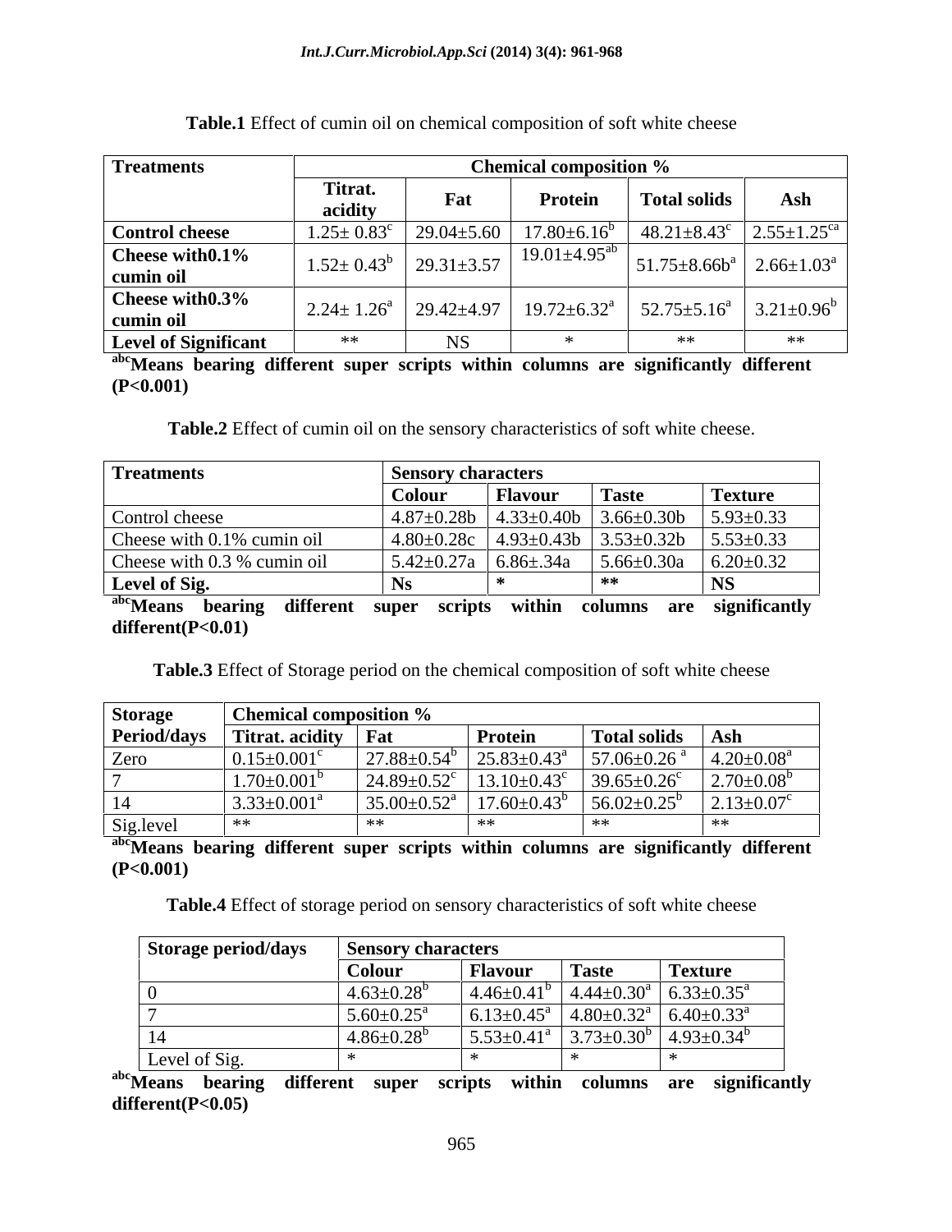**Table.1** Effect of cumin oil on chemical composition of soft white cheese

| Treatments | Chemical composition % | | | | |
|---|---|---|---|---|---|
| | Titrat. acidity | Fat | Protein | Total solids | Ash |
| **Control cheese** | 1.25± 0.83[c] | 29.04±5.60 | 17.80±6.16[b] | 48.21±8.43[c] | 2.55±1.25[ca] |
| **Cheese with0.1% cumin oil** | 1.52± 0.43[b] | 29.31±3.57 | 19.01±4.95[ab] | 51.75±8.66b[a] | 2.66±1.03[a] |
| **Cheese with0.3% cumin oil** | 2.24± 1.26[a] | 29.42±4.97 | 19.72±6.32[a] | 52.75±5.16[a] | 3.21±0.96[b] |
| **Level of Significant** | ** | NS | * | ** | ** |

**[abc]Means bearing different super scripts within columns are significantly different (P<0.001)**

**Table.2** Effect of cumin oil on the sensory characteristics of soft white cheese.

| Treatments | Sensory characters | | | |
|---|---|---|---|---|
| | Colour | Flavour | Taste | Texture |
| Control cheese | 4.87±0.28b | 4.33±0.40b | 3.66±0.30b | 5.93±0.33 |
| Cheese with 0.1% cumin oil | 4.80±0.28c | 4.93±0.43b | 3.53±0.32b | 5.53±0.33 |
| Cheese with 0.3 % cumin oil | 5.42±0.27a | 6.86±.34a | 5.66±0.30a | 6.20±0.32 |
| **Level of Sig.** | **Ns** | * | ** | **NS** |

**[abc]Means bearing different super scripts within columns are significantly different(P<0.01)**

**Table.3** Effect of Storage period on the chemical composition of soft white cheese

| Storage Period/days | Chemical composition % | | | | |
|---|---|---|---|---|---|
| | Titrat. acidity | Fat | Protein | Total solids | Ash |
| Zero | 0.15±0.001[c] | 27.88±0.54[b] | 25.83±0.43[a] | 57.06±0.26 [a] | 4.20±0.08[a] |
| 7 | 1.70±0.001[b] | 24.89±0.52[c] | 13.10±0.43[c] | 39.65±0.26[c] | 2.70±0.08[b] |
| 14 | 3.33±0.001[a] | 35.00±0.52[a] | 17.60±0.43[b] | 56.02±0.25[b] | 2.13±0.07[c] |
| Sig.level | ** | ** | ** | ** | ** |

**[abc]Means bearing different super scripts within columns are significantly different (P<0.001)**

**Table.4** Effect of storage period on sensory characteristics of soft white cheese

| Storage period/days | Sensory characters | | | |
|---|---|---|---|---|
| | Colour | Flavour | Taste | Texture |
| 0 | 4.63±0.28[b] | 4.46±0.41[b] | 4.44±0.30[a] | 6.33±0.35[a] |
| 7 | 5.60±0.25[a] | 6.13±0.45[a] | 4.80±0.32[a] | 6.40±0.33[a] |
| 14 | 4.86±0.28[b] | 5.53±0.41[a] | 3.73±0.30[b] | 4.93±0.34[b] |
| Level of Sig. | * | * | * | * |

**[abc]Means bearing different super scripts within columns are significantly different(P<0.05)**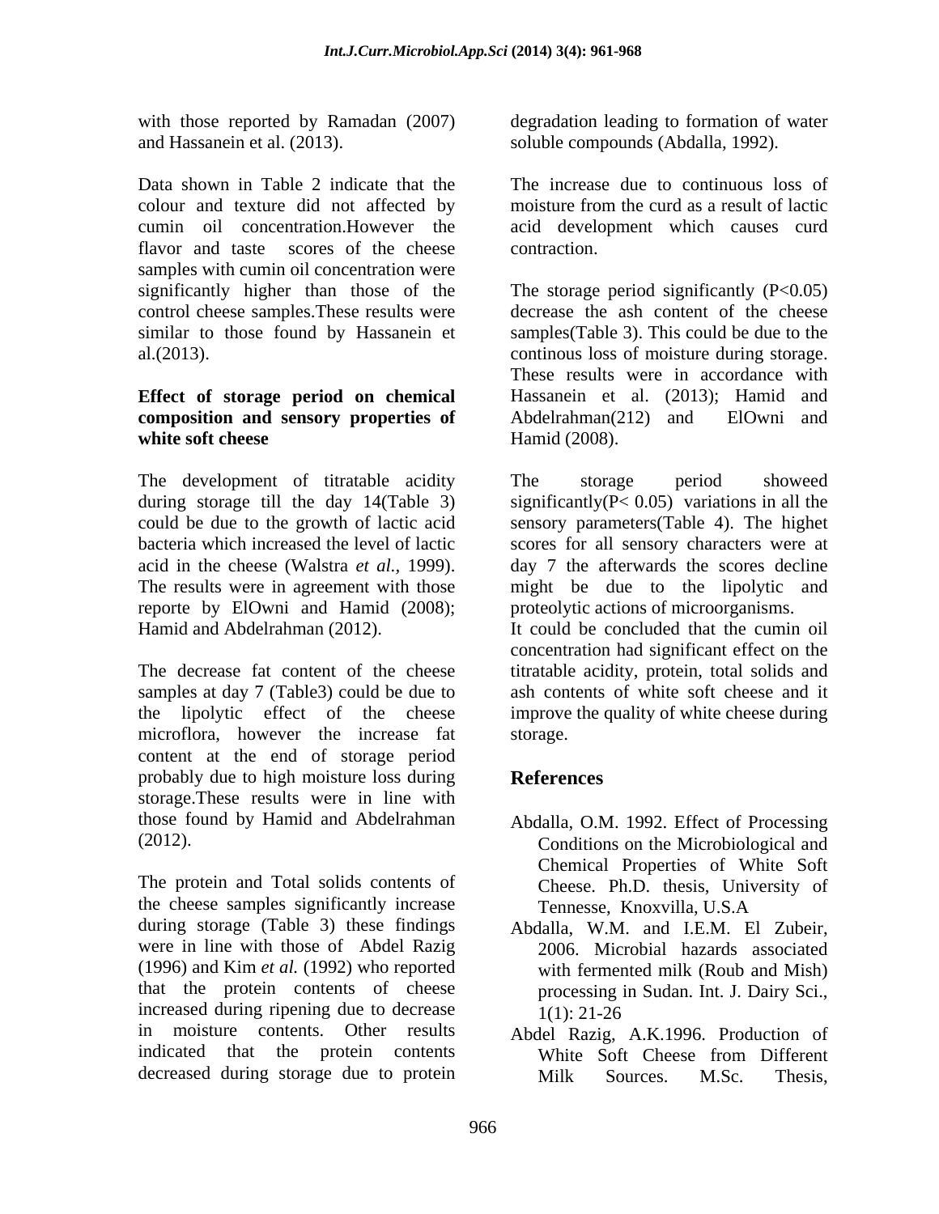with those reported by Ramadan (2007) and Hassanein et al. (2013).

Data shown in Table 2 indicate that the colour and texture did not affected by cumin oil concentration.However the flavor and taste scores of the cheese samples with cumin oil concentration were significantly higher than those of the control cheese samples.These results were similar to those found by Hassanein et al.(2013).

**Effect of storage period on chemical composition and sensory properties of white soft cheese**

The development of titratable acidity during storage till the day 14(Table 3) could be due to the growth of lactic acid bacteria which increased the level of lactic acid in the cheese (Walstra *et al.,* 1999). The results were in agreement with those reporte by ElOwni and Hamid (2008); Hamid and Abdelrahman (2012).

The decrease fat content of the cheese samples at day 7 (Table3) could be due to the lipolytic effect of the cheese microflora, however the increase fat content at the end of storage period probably due to high moisture loss during storage.These results were in line with those found by Hamid and Abdelrahman (2012).

The protein and Total solids contents of the cheese samples significantly increase during storage (Table 3) these findings were in line with those of Abdel Razig (1996) and Kim *et al.* (1992) who reported that the protein contents of cheese increased during ripening due to decrease in moisture contents. Other results indicated that the protein contents decreased during storage due to protein degradation leading to formation of water soluble compounds (Abdalla, 1992).

The increase due to continuous loss of moisture from the curd as a result of lactic acid development which causes curd contraction.

The storage period significantly ($P<0.05$) decrease the ash content of the cheese samples(Table 3). This could be due to the continous loss of moisture during storage. These results were in accordance with Hassanein et al. (2013); Hamid and Abdelrahman(212) and ElOwni and Hamid (2008).

The storage period showeed significantly($P< 0.05$) variations in all the sensory parameters(Table 4). The highet scores for all sensory characters were at day 7 the afterwards the scores decline might be due to the lipolytic and proteolytic actions of microorganisms.

It could be concluded that the cumin oil concentration had significant effect on the titratable acidity, protein, total solids and ash contents of white soft cheese and it improve the quality of white cheese during storage.

## References

Abdalla, O.M. 1992. Effect of Processing Conditions on the Microbiological and Chemical Properties of White Soft Cheese. Ph.D. thesis, University of Tennesse, Knoxvilla, U.S.A

Abdalla, W.M. and I.E.M. El Zubeir, 2006. Microbial hazards associated with fermented milk (Roub and Mish) processing in Sudan. Int. J. Dairy Sci., 1(1): 21-26

Abdel Razig, A.K.1996. Production of White Soft Cheese from Different Milk Sources. M.Sc. Thesis,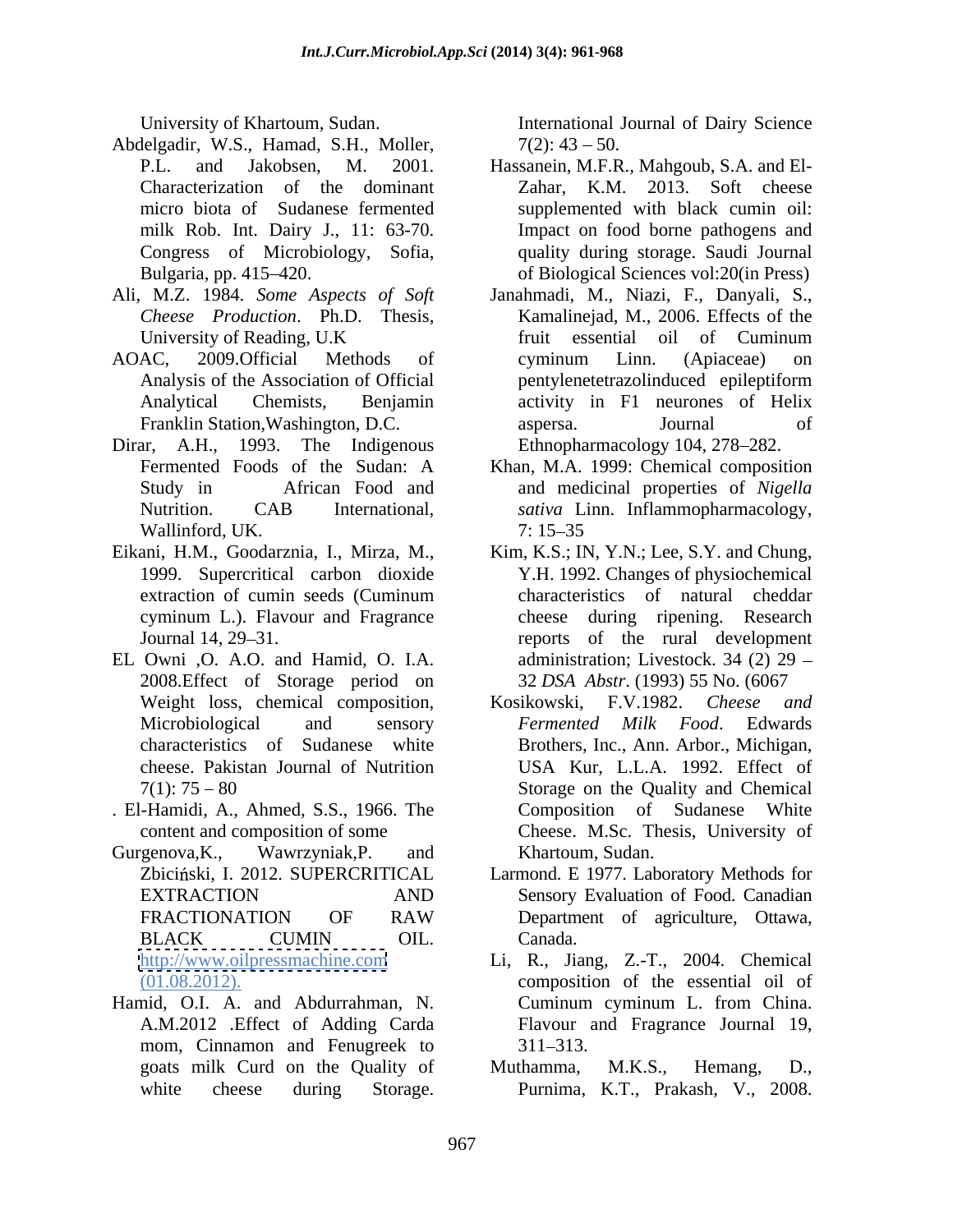University of Khartoum, Sudan.

Abdelgadir, W.S., Hamad, S.H., Moller, P.L. and Jakobsen, M. 2001. Characterization of the dominant micro biota of Sudanese fermented milk Rob. Int. Dairy J., 11: 63-70. Congress of Microbiology, Sofia, Bulgaria, pp. 415–420.

Ali, M.Z. 1984. *Some Aspects of Soft Cheese Production*. Ph.D. Thesis, University of Reading, U.K

AOAC, 2009.Official Methods of Analysis of the Association of Official Analytical Chemists, Benjamin Franklin Station,Washington, D.C.

Dirar, A.H., 1993. The Indigenous Fermented Foods of the Sudan: A Study in African Food and Nutrition. CAB International, Wallinford, UK.

Eikani, H.M., Goodarznia, I., Mirza, M., 1999. Supercritical carbon dioxide extraction of cumin seeds (Cuminum cyminum L.). Flavour and Fragrance Journal 14, 29–31.

EL Owni ,O. A.O. and Hamid, O. I.A. 2008.Effect of Storage period on Weight loss, chemical composition, Microbiological and sensory characteristics of Sudanese white cheese. Pakistan Journal of Nutrition 7(1): 75 – 80

. El-Hamidi, A., Ahmed, S.S., 1966. The content and composition of some

Gurgenova,K., Wawrzyniak,P. and Zbiciński, I. 2012. SUPERCRITICAL EXTRACTION AND FRACTIONATION OF RAW BLACK CUMIN OIL. http://www.oilpressmachine.com (01.08.2012).

Hamid, O.I. A. and Abdurrahman, N. A.M.2012 .Effect of Adding Carda mom, Cinnamon and Fenugreek to goats milk Curd on the Quality of white cheese during Storage. International Journal of Dairy Science 7(2): 43 – 50.

Hassanein, M.F.R., Mahgoub, S.A. and El-Zahar, K.M. 2013. Soft cheese supplemented with black cumin oil: Impact on food borne pathogens and quality during storage. Saudi Journal of Biological Sciences vol:20(in Press)

Janahmadi, M., Niazi, F., Danyali, S., Kamalinejad, M., 2006. Effects of the fruit essential oil of Cuminum cyminum Linn. (Apiaceae) on pentylenetetrazolinduced epileptiform activity in F1 neurones of Helix aspersa. Journal of Ethnopharmacology 104, 278–282.

Khan, M.A. 1999: Chemical composition and medicinal properties of *Nigella sativa* Linn. Inflammopharmacology, 7: 15–35

Kim, K.S.; IN, Y.N.; Lee, S.Y. and Chung, Y.H. 1992. Changes of physiochemical characteristics of natural cheddar cheese during ripening. Research reports of the rural development administration; Livestock. 34 (2) 29 – 32 *DSA Abstr*. (1993) 55 No. (6067

Kosikowski, F.V.1982. *Cheese and Fermented Milk Food*. Edwards Brothers, Inc., Ann. Arbor., Michigan, USA Kur, L.L.A. 1992. Effect of Storage on the Quality and Chemical Composition of Sudanese White Cheese. M.Sc. Thesis, University of Khartoum, Sudan.

Larmond. E 1977. Laboratory Methods for Sensory Evaluation of Food. Canadian Department of agriculture, Ottawa, Canada.

Li, R., Jiang, Z.-T., 2004. Chemical composition of the essential oil of Cuminum cyminum L. from China. Flavour and Fragrance Journal 19, 311–313.

Muthamma, M.K.S., Hemang, D., Purnima, K.T., Prakash, V., 2008.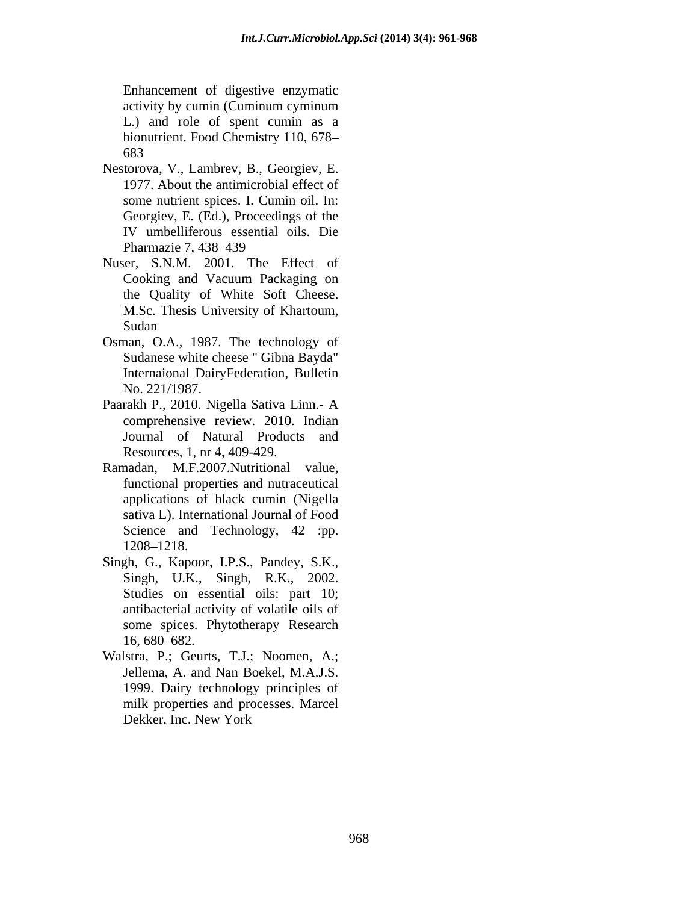Enhancement of digestive enzymatic activity by cumin (Cuminum cyminum L.) and role of spent cumin as a bionutrient. Food Chemistry 110, 678–683

Nestorova, V., Lambrev, B., Georgiev, E. 1977. About the antimicrobial effect of some nutrient spices. I. Cumin oil. In: Georgiev, E. (Ed.), Proceedings of the IV umbelliferous essential oils. Die Pharmazie 7, 438–439

Nuser, S.N.M. 2001. The Effect of Cooking and Vacuum Packaging on the Quality of White Soft Cheese. M.Sc. Thesis University of Khartoum, Sudan

Osman, O.A., 1987. The technology of Sudanese white cheese " Gibna Bayda" Internaional DairyFederation, Bulletin No. 221/1987.

Paarakh P., 2010. Nigella Sativa Linn.- A comprehensive review. 2010. Indian Journal of Natural Products and Resources, 1, nr 4, 409-429.

Ramadan, M.F.2007.Nutritional value, functional properties and nutraceutical applications of black cumin (Nigella sativa L). International Journal of Food Science and Technology, 42 :pp. 1208–1218.

Singh, G., Kapoor, I.P.S., Pandey, S.K., Singh, U.K., Singh, R.K., 2002. Studies on essential oils: part 10; antibacterial activity of volatile oils of some spices. Phytotherapy Research 16, 680–682.

Walstra, P.; Geurts, T.J.; Noomen, A.; Jellema, A. and Nan Boekel, M.A.J.S. 1999. Dairy technology principles of milk properties and processes. Marcel Dekker, Inc. New York